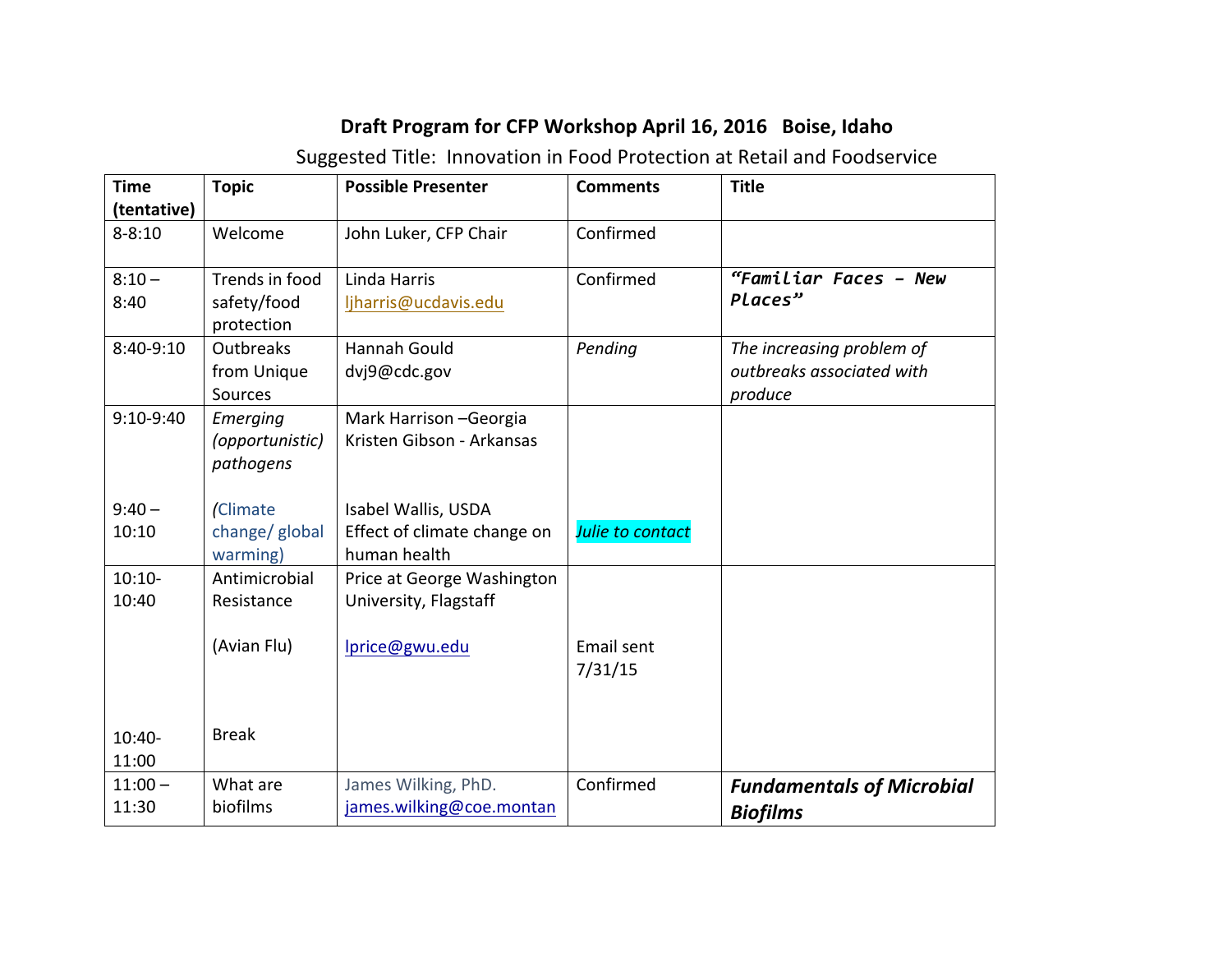# Draft Program for CFP Workshop April 16, 2016 Boise, Idaho

Suggested Title: Innovation in Food Protection at Retail and Foodservice

| Time (tentative) | Topic | Possible Presenter | Comments | Title |
|---|---|---|---|---|
| 8-8:10 | Welcome | John Luker, CFP Chair | Confirmed | |
| 8:10 – 8:40 | Trends in food safety/food protection | Linda Harris ljharris@ucdavis.edu | Confirmed | ***"Familiar Faces – New Places"*** |
| 8:40-9:10 | Outbreaks from Unique Sources | Hannah Gould dvj9@cdc.gov | *Pending* | *The increasing problem of outbreaks associated with produce* |
| 9:10-9:40<br><br>9:40 – 10:10 | *Emerging (opportunistic) pathogens*<br><br>(Climate change/ global warming) | Mark Harrison –Georgia<br>Kristen Gibson - Arkansas<br><br>Isabel Wallis, USDA<br>Effect of climate change on human health | *Julie to contact* | |
| 10:10-10:40<br><br>10:40-11:00 | Antimicrobial Resistance<br><br>(Avian Flu)<br><br>Break | Price at George Washington University, Flagstaff<br><br>lprice@gwu.edu | Email sent 7/31/15 | |
| 11:00 – 11:30 | What are biofilms | James Wilking, PhD. james.wilking@coe.montan | Confirmed | ***Fundamentals of Microbial Biofilms*** |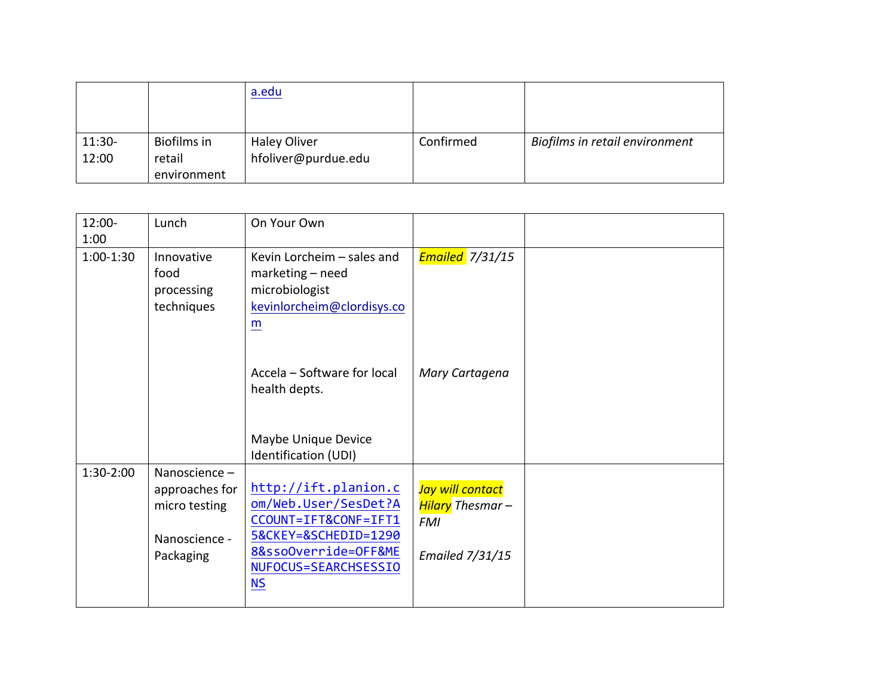| | | | | |
|---|---|---|---|---|
| | | a.edu | | |
| 11:30-12:00 | Biofilms in retail environment | Haley Oliver hfoliver@purdue.edu | Confirmed | *Biofilms in retail environment* |

| | | | | |
|---|---|---|---|---|
| 12:00-1:00 | Lunch | On Your Own | | |
| 1:00-1:30 | Innovative food processing techniques | Kevin Lorcheim – sales and marketing – need microbiologist kevinlorcheim@clordisys.com<br><br>Accela – Software for local health depts.<br><br>Maybe Unique Device Identification (UDI) | *Emailed 7/31/15*<br><br>*Mary Cartagena* | |
| 1:30-2:00 | Nanoscience – approaches for micro testing<br><br>Nanoscience - Packaging | http://ift.planion.com/Web.User/SesDet?ACCOUNT=IFT&CONF=IFT15&CKEY=&SCHEDID=12908&ssoOverride=OFF&MENUFOCUS=SEARCHSESSIONS | *Jay will contact Hilary Thesmar – FMI*<br><br>*Emailed 7/31/15* | |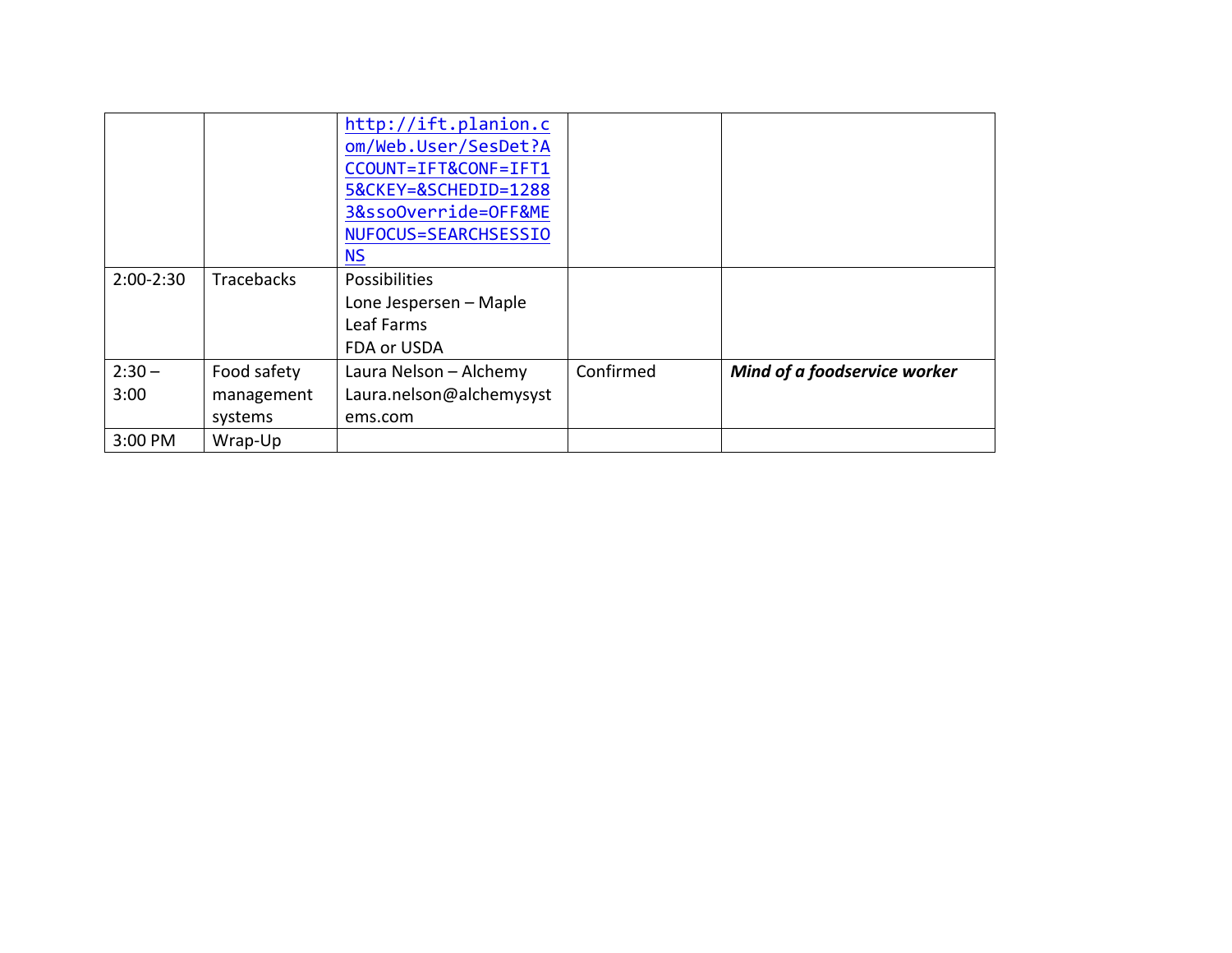| | | | | |
|---|---|---|---|---|
| | | http://ift.planion.com/Web.User/SesDet?ACCOUNT=IFT&CONF=IFT15&CKEY=&SCHEDID=12883&ssoOverride=OFF&MENUFOCUS=SEARCHSESSIONS | | |
| 2:00-2:30 | Tracebacks | Possibilities<br>Lone Jespersen – Maple Leaf Farms<br>FDA or USDA | | |
| 2:30 – 3:00 | Food safety management systems | Laura Nelson – Alchemy<br>Laura.nelson@alchemysystems.com | Confirmed | ***Mind of a foodservice worker*** |
| 3:00 PM | Wrap-Up | | | |